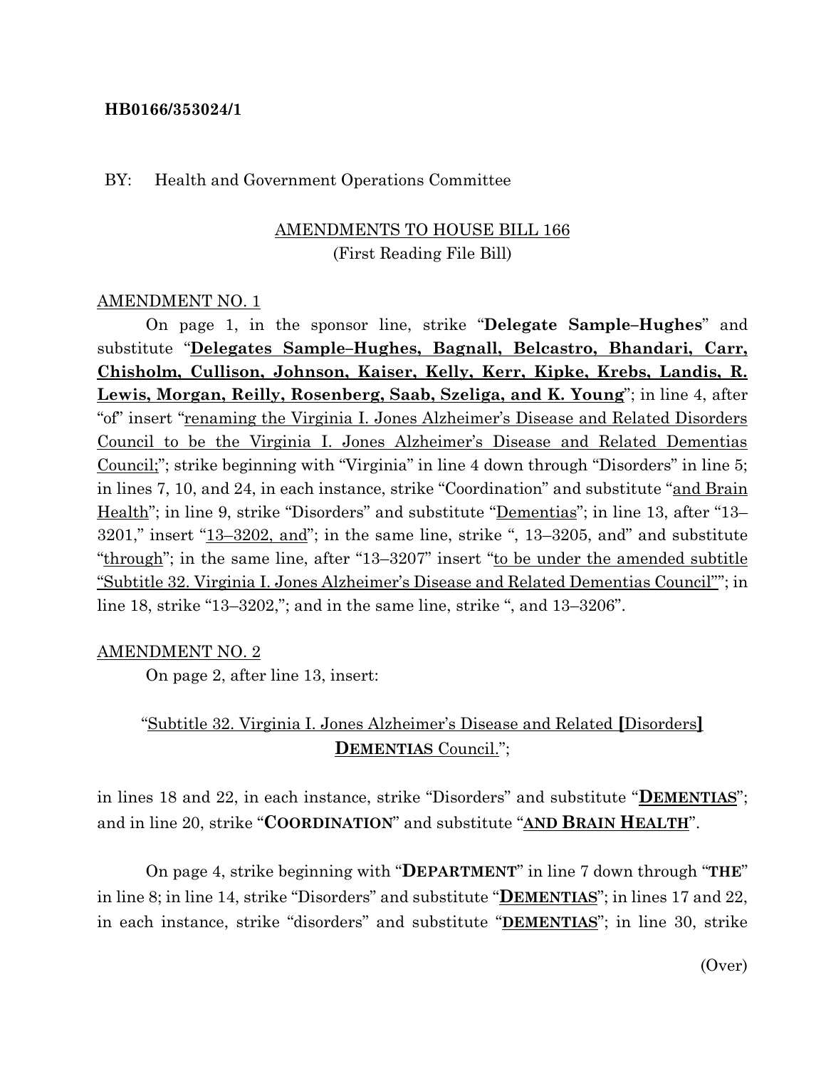**HB0166/353024/1**

BY: Health and Government Operations Committee

AMENDMENTS TO HOUSE BILL 166
(First Reading File Bill)

AMENDMENT NO. 1

On page 1, in the sponsor line, strike "**Delegate Sample–Hughes**" and substitute "**Delegates Sample–Hughes, Bagnall, Belcastro, Bhandari, Carr, Chisholm, Cullison, Johnson, Kaiser, Kelly, Kerr, Kipke, Krebs, Landis, R. Lewis, Morgan, Reilly, Rosenberg, Saab, Szeliga, and K. Young**"; in line 4, after "of" insert "renaming the Virginia I. Jones Alzheimer's Disease and Related Disorders Council to be the Virginia I. Jones Alzheimer's Disease and Related Dementias Council;"; strike beginning with "Virginia" in line 4 down through "Disorders" in line 5; in lines 7, 10, and 24, in each instance, strike "Coordination" and substitute "and Brain Health"; in line 9, strike "Disorders" and substitute "Dementias"; in line 13, after "13–3201," insert "13–3202, and"; in the same line, strike ", 13–3205, and" and substitute "through"; in the same line, after "13–3207" insert "to be under the amended subtitle "Subtitle 32. Virginia I. Jones Alzheimer's Disease and Related Dementias Council""; in line 18, strike "13–3202,"; and in the same line, strike ", and 13–3206".

AMENDMENT NO. 2

On page 2, after line 13, insert:

"Subtitle 32. Virginia I. Jones Alzheimer's Disease and Related **[**Disorders**]** **DEMENTIAS** Council.";

in lines 18 and 22, in each instance, strike "Disorders" and substitute "**DEMENTIAS**"; and in line 20, strike "**COORDINATION**" and substitute "**AND BRAIN HEALTH**".

On page 4, strike beginning with "**DEPARTMENT**" in line 7 down through "**THE**" in line 8; in line 14, strike "Disorders" and substitute "**DEMENTIAS**"; in lines 17 and 22, in each instance, strike "disorders" and substitute "**DEMENTIAS**"; in line 30, strike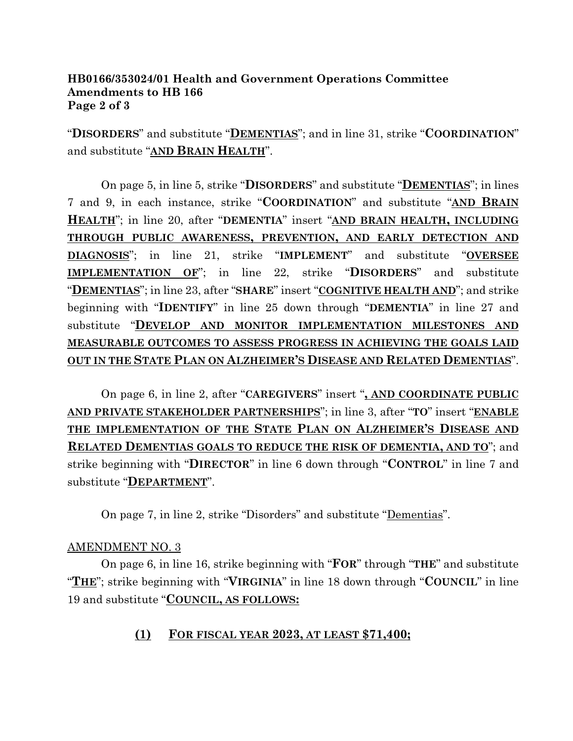“**DISORDERS**” and substitute “**<u>DEMENTIAS</u>**”; and in line 31, strike “**COORDINATION**” and substitute “**<u>AND BRAIN HEALTH</u>**”.

On page 5, in line 5, strike “**DISORDERS**” and substitute “**<u>DEMENTIAS</u>**”; in lines 7 and 9, in each instance, strike “**COORDINATION**” and substitute “**<u>AND BRAIN HEALTH</u>**”; in line 20, after “**DEMENTIA**” insert “**<u>AND BRAIN HEALTH, INCLUDING THROUGH PUBLIC AWARENESS, PREVENTION, AND EARLY DETECTION AND DIAGNOSIS</u>**”; in line 21, strike “**IMPLEMENT**” and substitute “**<u>OVERSEE IMPLEMENTATION OF</u>**”; in line 22, strike “**DISORDERS**” and substitute “**<u>DEMENTIAS</u>**”; in line 23, after “**SHARE**” insert “**<u>COGNITIVE HEALTH AND</u>**”; and strike beginning with “**IDENTIFY**” in line 25 down through “**DEMENTIA**” in line 27 and substitute “**<u>DEVELOP AND MONITOR IMPLEMENTATION MILESTONES AND MEASURABLE OUTCOMES TO ASSESS PROGRESS IN ACHIEVING THE GOALS LAID OUT IN THE STATE PLAN ON ALZHEIMER’S DISEASE AND RELATED DEMENTIAS</u>**”.

On page 6, in line 2, after “**CAREGIVERS**” insert “**<u>, AND COORDINATE PUBLIC AND PRIVATE STAKEHOLDER PARTNERSHIPS</u>**”; in line 3, after “**TO**” insert “**<u>ENABLE THE IMPLEMENTATION OF THE STATE PLAN ON ALZHEIMER’S DISEASE AND RELATED DEMENTIAS GOALS TO REDUCE THE RISK OF DEMENTIA, AND TO</u>**”; and strike beginning with “**DIRECTOR**” in line 6 down through “**CONTROL**” in line 7 and substitute “**<u>DEPARTMENT</u>**”.

On page 7, in line 2, strike “Disorders” and substitute “<u>Dementias</u>”.

<u>AMENDMENT NO. 3</u>

On page 6, in line 16, strike beginning with “**FOR**” through “**THE**” and substitute “**<u>THE</u>**”; strike beginning with “**VIRGINIA**” in line 18 down through “**COUNCIL**” in line 19 and substitute “**<u>COUNCIL, AS FOLLOWS:</u>**

**<u>(1) FOR FISCAL YEAR 2023, AT LEAST $71,400;</u>**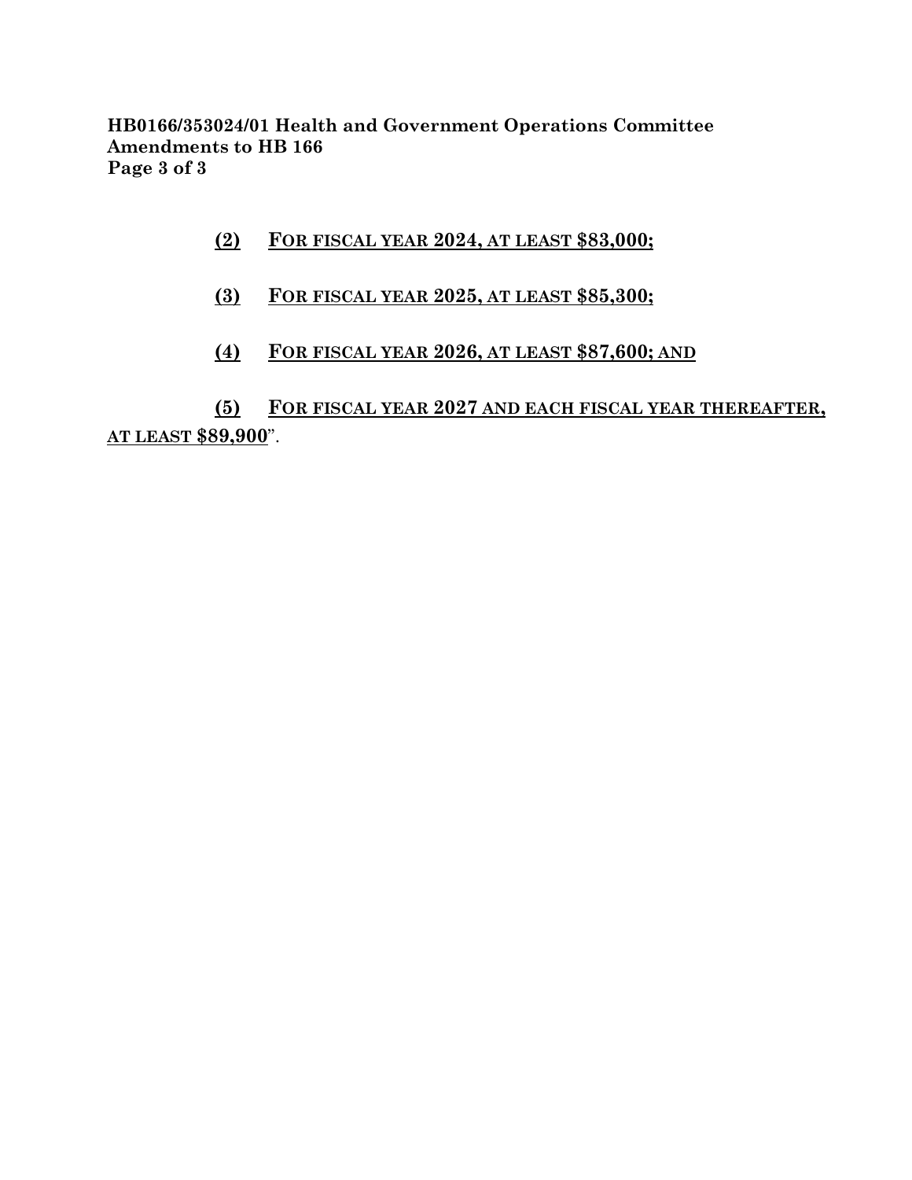(2) FOR FISCAL YEAR 2024, AT LEAST $83,000;

(3) FOR FISCAL YEAR 2025, AT LEAST $85,300;

(4) FOR FISCAL YEAR 2026, AT LEAST $87,600; AND

(5) FOR FISCAL YEAR 2027 AND EACH FISCAL YEAR THEREAFTER, AT LEAST $89,900".